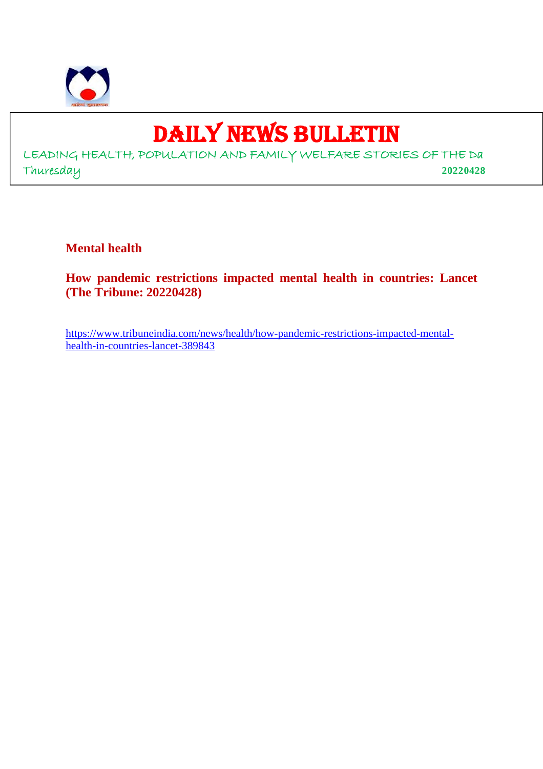# DAILY NEWS BULLETIN

LEADING HEALTH, POPULATION AND FAMILY WELFARE STORIES OF THE Da

Thuresday **20220428**

## Mental health

### How pandemic restrictions impacted mental health in countries: Lancet (The Tribune: 20220428)

https://www.tribuneindia.com/news/health/how-pandemic-restrictions-impacted-mental-health-in-countries-lancet-389843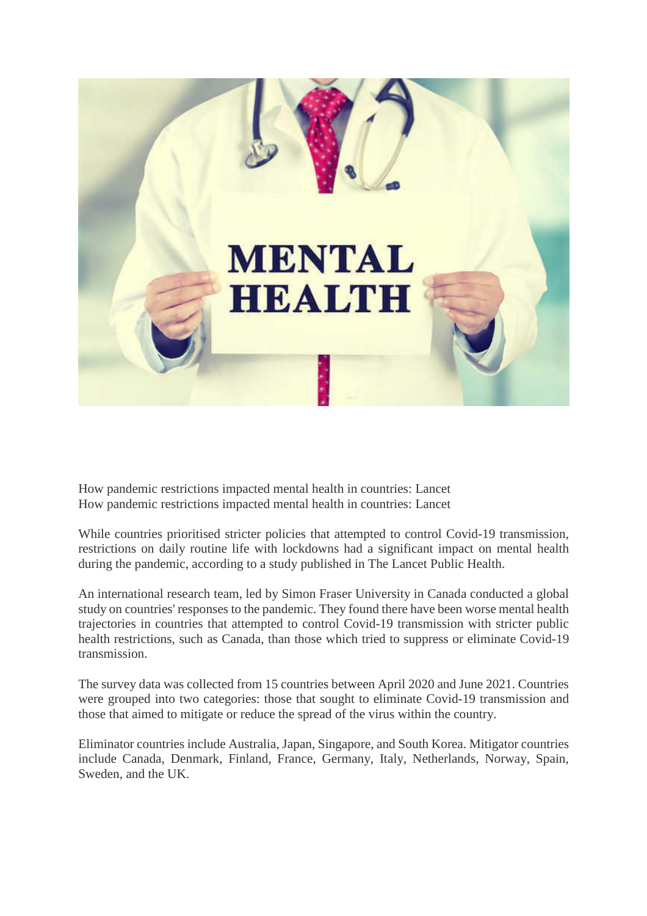How pandemic restrictions impacted mental health in countries: Lancet
How pandemic restrictions impacted mental health in countries: Lancet

While countries prioritised stricter policies that attempted to control Covid-19 transmission, restrictions on daily routine life with lockdowns had a significant impact on mental health during the pandemic, according to a study published in The Lancet Public Health.

An international research team, led by Simon Fraser University in Canada conducted a global study on countries' responses to the pandemic. They found there have been worse mental health trajectories in countries that attempted to control Covid-19 transmission with stricter public health restrictions, such as Canada, than those which tried to suppress or eliminate Covid-19 transmission.

The survey data was collected from 15 countries between April 2020 and June 2021. Countries were grouped into two categories: those that sought to eliminate Covid-19 transmission and those that aimed to mitigate or reduce the spread of the virus within the country.

Eliminator countries include Australia, Japan, Singapore, and South Korea. Mitigator countries include Canada, Denmark, Finland, France, Germany, Italy, Netherlands, Norway, Spain, Sweden, and the UK.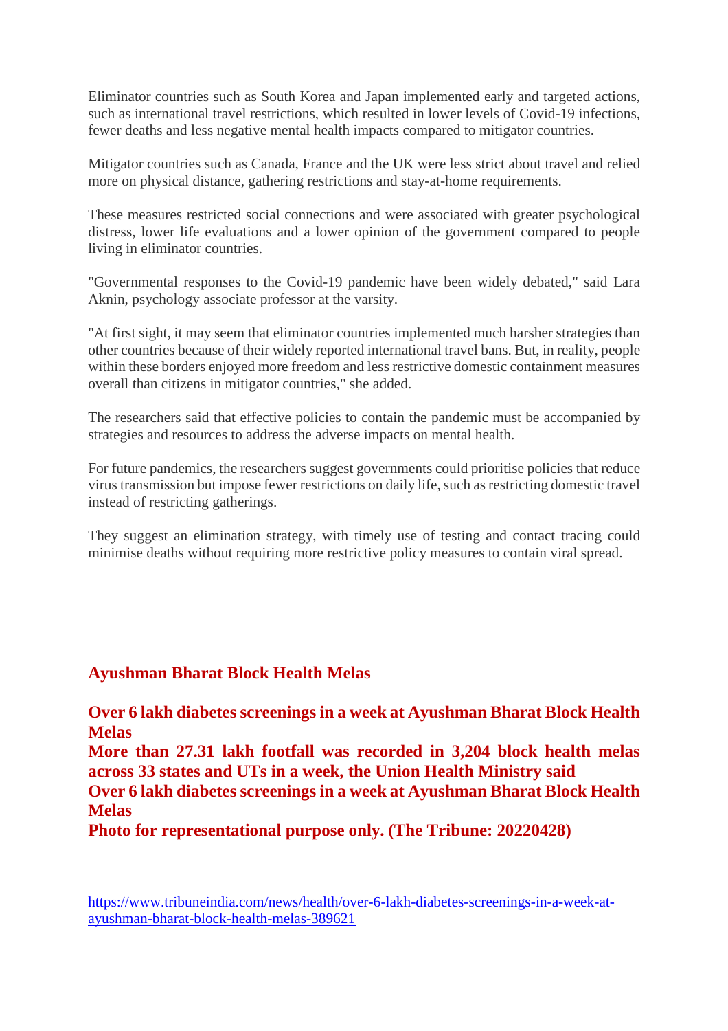Eliminator countries such as South Korea and Japan implemented early and targeted actions, such as international travel restrictions, which resulted in lower levels of Covid-19 infections, fewer deaths and less negative mental health impacts compared to mitigator countries.

Mitigator countries such as Canada, France and the UK were less strict about travel and relied more on physical distance, gathering restrictions and stay-at-home requirements.

These measures restricted social connections and were associated with greater psychological distress, lower life evaluations and a lower opinion of the government compared to people living in eliminator countries.

"Governmental responses to the Covid-19 pandemic have been widely debated," said Lara Aknin, psychology associate professor at the varsity.

"At first sight, it may seem that eliminator countries implemented much harsher strategies than other countries because of their widely reported international travel bans. But, in reality, people within these borders enjoyed more freedom and less restrictive domestic containment measures overall than citizens in mitigator countries," she added.

The researchers said that effective policies to contain the pandemic must be accompanied by strategies and resources to address the adverse impacts on mental health.

For future pandemics, the researchers suggest governments could prioritise policies that reduce virus transmission but impose fewer restrictions on daily life, such as restricting domestic travel instead of restricting gatherings.

They suggest an elimination strategy, with timely use of testing and contact tracing could minimise deaths without requiring more restrictive policy measures to contain viral spread.

## Ayushman Bharat Block Health Melas

**Over 6 lakh diabetes screenings in a week at Ayushman Bharat Block Health Melas**
**More than 27.31 lakh footfall was recorded in 3,204 block health melas across 33 states and UTs in a week, the Union Health Ministry said**
**Over 6 lakh diabetes screenings in a week at Ayushman Bharat Block Health Melas**
**Photo for representational purpose only. (The Tribune: 20220428)**

https://www.tribuneindia.com/news/health/over-6-lakh-diabetes-screenings-in-a-week-at-ayushman-bharat-block-health-melas-389621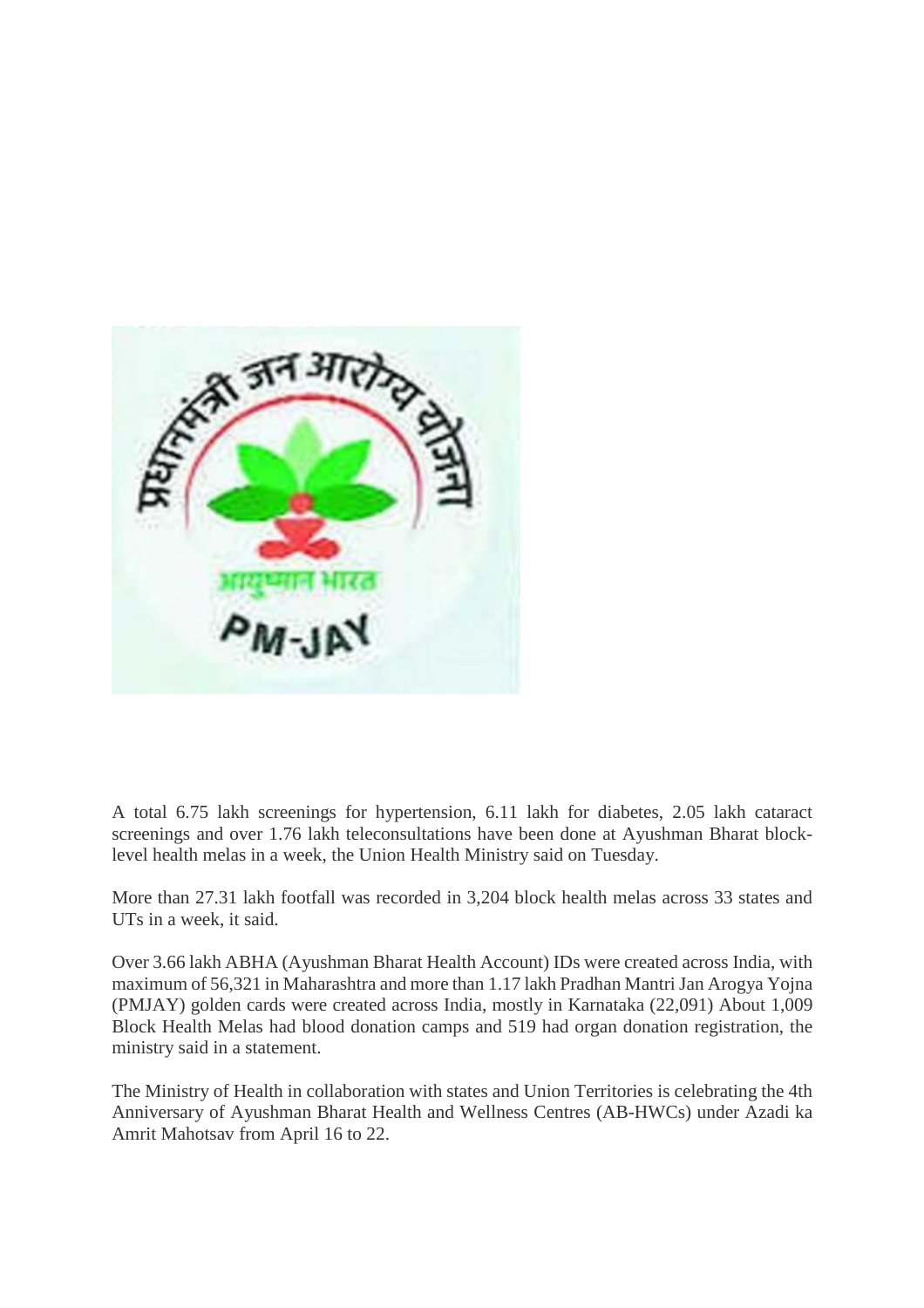A total 6.75 lakh screenings for hypertension, 6.11 lakh for diabetes, 2.05 lakh cataract screenings and over 1.76 lakh teleconsultations have been done at Ayushman Bharat block-level health melas in a week, the Union Health Ministry said on Tuesday.

More than 27.31 lakh footfall was recorded in 3,204 block health melas across 33 states and UTs in a week, it said.

Over 3.66 lakh ABHA (Ayushman Bharat Health Account) IDs were created across India, with maximum of 56,321 in Maharashtra and more than 1.17 lakh Pradhan Mantri Jan Arogya Yojna (PMJAY) golden cards were created across India, mostly in Karnataka (22,091) About 1,009 Block Health Melas had blood donation camps and 519 had organ donation registration, the ministry said in a statement.

The Ministry of Health in collaboration with states and Union Territories is celebrating the 4th Anniversary of Ayushman Bharat Health and Wellness Centres (AB-HWCs) under Azadi ka Amrit Mahotsav from April 16 to 22.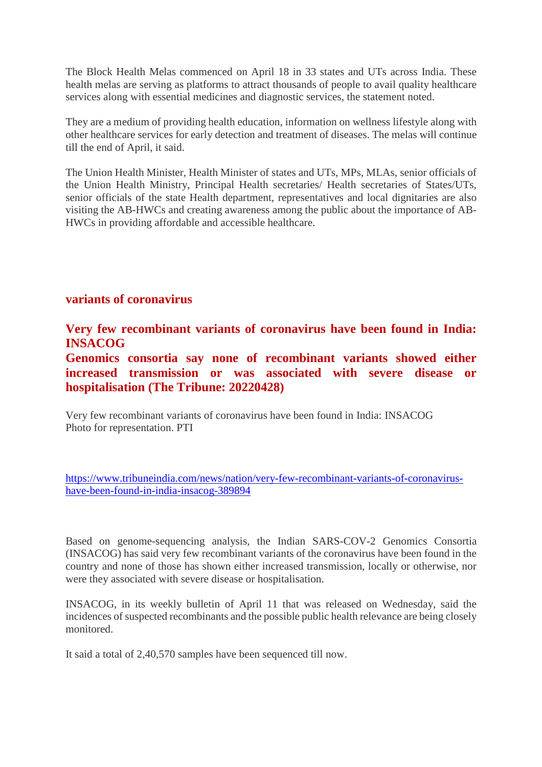The Block Health Melas commenced on April 18 in 33 states and UTs across India. These health melas are serving as platforms to attract thousands of people to avail quality healthcare services along with essential medicines and diagnostic services, the statement noted.

They are a medium of providing health education, information on wellness lifestyle along with other healthcare services for early detection and treatment of diseases. The melas will continue till the end of April, it said.

The Union Health Minister, Health Minister of states and UTs, MPs, MLAs, senior officials of the Union Health Ministry, Principal Health secretaries/ Health secretaries of States/UTs, senior officials of the state Health department, representatives and local dignitaries are also visiting the AB-HWCs and creating awareness among the public about the importance of AB-HWCs in providing affordable and accessible healthcare.

## variants of coronavirus

## Very few recombinant variants of coronavirus have been found in India: INSACOG

## Genomics consortia say none of recombinant variants showed either increased transmission or was associated with severe disease or hospitalisation (The Tribune: 20220428)

Very few recombinant variants of coronavirus have been found in India: INSACOG
Photo for representation. PTI

https://www.tribuneindia.com/news/nation/very-few-recombinant-variants-of-coronavirus-have-been-found-in-india-insacog-389894

Based on genome-sequencing analysis, the Indian SARS-COV-2 Genomics Consortia (INSACOG) has said very few recombinant variants of the coronavirus have been found in the country and none of those has shown either increased transmission, locally or otherwise, nor were they associated with severe disease or hospitalisation.

INSACOG, in its weekly bulletin of April 11 that was released on Wednesday, said the incidences of suspected recombinants and the possible public health relevance are being closely monitored.

It said a total of 2,40,570 samples have been sequenced till now.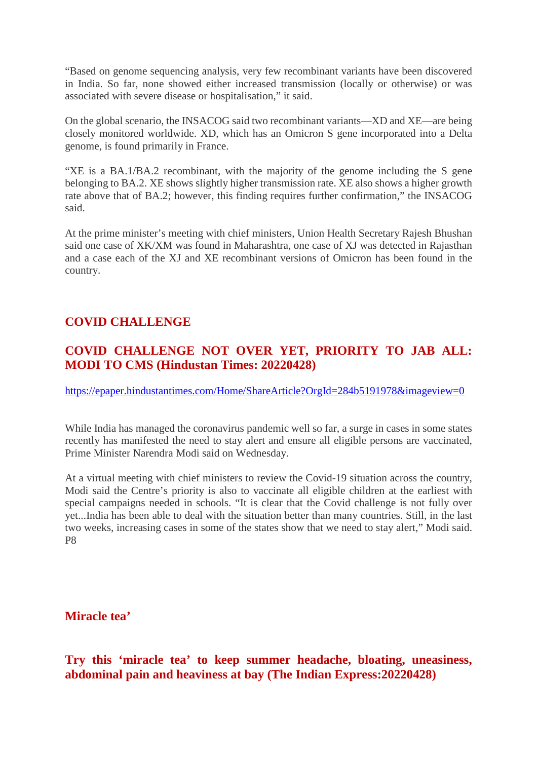"Based on genome sequencing analysis, very few recombinant variants have been discovered in India. So far, none showed either increased transmission (locally or otherwise) or was associated with severe disease or hospitalisation," it said.

On the global scenario, the INSACOG said two recombinant variants—XD and XE—are being closely monitored worldwide. XD, which has an Omicron S gene incorporated into a Delta genome, is found primarily in France.

"XE is a BA.1/BA.2 recombinant, with the majority of the genome including the S gene belonging to BA.2. XE shows slightly higher transmission rate. XE also shows a higher growth rate above that of BA.2; however, this finding requires further confirmation," the INSACOG said.

At the prime minister's meeting with chief ministers, Union Health Secretary Rajesh Bhushan said one case of XK/XM was found in Maharashtra, one case of XJ was detected in Rajasthan and a case each of the XJ and XE recombinant versions of Omicron has been found in the country.

## COVID CHALLENGE

## COVID CHALLENGE NOT OVER YET, PRIORITY TO JAB ALL: MODI TO CMS (Hindustan Times: 20220428)

https://epaper.hindustantimes.com/Home/ShareArticle?OrgId=284b5191978&imageview=0

While India has managed the coronavirus pandemic well so far, a surge in cases in some states recently has manifested the need to stay alert and ensure all eligible persons are vaccinated, Prime Minister Narendra Modi said on Wednesday.

At a virtual meeting with chief ministers to review the Covid-19 situation across the country, Modi said the Centre's priority is also to vaccinate all eligible children at the earliest with special campaigns needed in schools. "It is clear that the Covid challenge is not fully over yet...India has been able to deal with the situation better than many countries. Still, in the last two weeks, increasing cases in some of the states show that we need to stay alert," Modi said. P8

## Miracle tea'

## Try this 'miracle tea' to keep summer headache, bloating, uneasiness, abdominal pain and heaviness at bay (The Indian Express:20220428)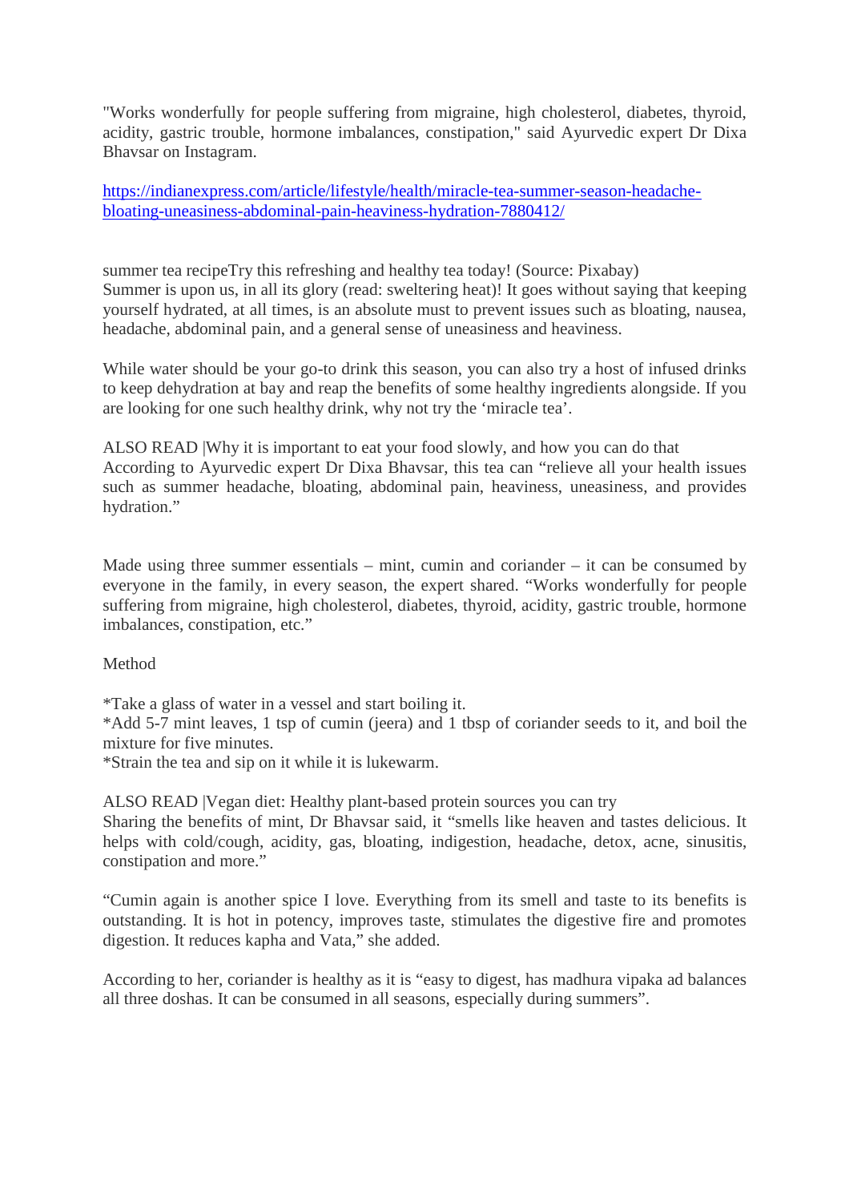"Works wonderfully for people suffering from migraine, high cholesterol, diabetes, thyroid, acidity, gastric trouble, hormone imbalances, constipation," said Ayurvedic expert Dr Dixa Bhavsar on Instagram.

[https://indianexpress.com/article/lifestyle/health/miracle-tea-summer-season-headache-bloating-uneasiness-abdominal-pain-heaviness-hydration-7880412/](https://indianexpress.com/article/lifestyle/health/miracle-tea-summer-season-headache-bloating-uneasiness-abdominal-pain-heaviness-hydration-7880412/)

summer tea recipeTry this refreshing and healthy tea today! (Source: Pixabay)
Summer is upon us, in all its glory (read: sweltering heat)! It goes without saying that keeping yourself hydrated, at all times, is an absolute must to prevent issues such as bloating, nausea, headache, abdominal pain, and a general sense of uneasiness and heaviness.

While water should be your go-to drink this season, you can also try a host of infused drinks to keep dehydration at bay and reap the benefits of some healthy ingredients alongside. If you are looking for one such healthy drink, why not try the 'miracle tea'.

ALSO READ |Why it is important to eat your food slowly, and how you can do that
According to Ayurvedic expert Dr Dixa Bhavsar, this tea can "relieve all your health issues such as summer headache, bloating, abdominal pain, heaviness, uneasiness, and provides hydration."

Made using three summer essentials – mint, cumin and coriander – it can be consumed by everyone in the family, in every season, the expert shared. "Works wonderfully for people suffering from migraine, high cholesterol, diabetes, thyroid, acidity, gastric trouble, hormone imbalances, constipation, etc."

Method

*Take a glass of water in a vessel and start boiling it.
*Add 5-7 mint leaves, 1 tsp of cumin (jeera) and 1 tbsp of coriander seeds to it, and boil the mixture for five minutes.
*Strain the tea and sip on it while it is lukewarm.

ALSO READ |Vegan diet: Healthy plant-based protein sources you can try
Sharing the benefits of mint, Dr Bhavsar said, it "smells like heaven and tastes delicious. It helps with cold/cough, acidity, gas, bloating, indigestion, headache, detox, acne, sinusitis, constipation and more."

"Cumin again is another spice I love. Everything from its smell and taste to its benefits is outstanding. It is hot in potency, improves taste, stimulates the digestive fire and promotes digestion. It reduces kapha and Vata," she added.

According to her, coriander is healthy as it is "easy to digest, has madhura vipaka ad balances all three doshas. It can be consumed in all seasons, especially during summers".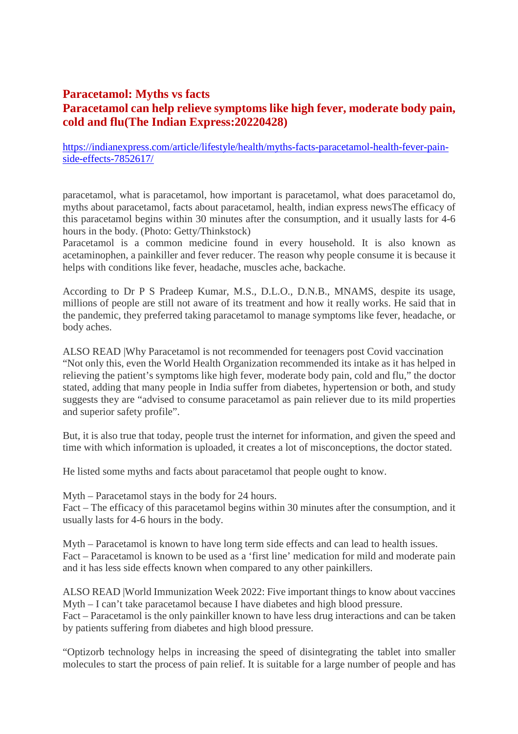# Paracetamol: Myths vs facts

## Paracetamol can help relieve symptoms like high fever, moderate body pain, cold and flu(The Indian Express:20220428)

https://indianexpress.com/article/lifestyle/health/myths-facts-paracetamol-health-fever-pain-side-effects-7852617/

paracetamol, what is paracetamol, how important is paracetamol, what does paracetamol do, myths about paracetamol, facts about paracetamol, health, indian express newsThe efficacy of this paracetamol begins within 30 minutes after the consumption, and it usually lasts for 4-6 hours in the body. (Photo: Getty/Thinkstock)

Paracetamol is a common medicine found in every household. It is also known as acetaminophen, a painkiller and fever reducer. The reason why people consume it is because it helps with conditions like fever, headache, muscles ache, backache.

According to Dr P S Pradeep Kumar, M.S., D.L.O., D.N.B., MNAMS, despite its usage, millions of people are still not aware of its treatment and how it really works. He said that in the pandemic, they preferred taking paracetamol to manage symptoms like fever, headache, or body aches.

ALSO READ |Why Paracetamol is not recommended for teenagers post Covid vaccination

"Not only this, even the World Health Organization recommended its intake as it has helped in relieving the patient's symptoms like high fever, moderate body pain, cold and flu," the doctor stated, adding that many people in India suffer from diabetes, hypertension or both, and study suggests they are "advised to consume paracetamol as pain reliever due to its mild properties and superior safety profile".

But, it is also true that today, people trust the internet for information, and given the speed and time with which information is uploaded, it creates a lot of misconceptions, the doctor stated.

He listed some myths and facts about paracetamol that people ought to know.

Myth – Paracetamol stays in the body for 24 hours.

Fact – The efficacy of this paracetamol begins within 30 minutes after the consumption, and it usually lasts for 4-6 hours in the body.

Myth – Paracetamol is known to have long term side effects and can lead to health issues.

Fact – Paracetamol is known to be used as a 'first line' medication for mild and moderate pain and it has less side effects known when compared to any other painkillers.

ALSO READ |World Immunization Week 2022: Five important things to know about vaccines

Myth – I can't take paracetamol because I have diabetes and high blood pressure.

Fact – Paracetamol is the only painkiller known to have less drug interactions and can be taken by patients suffering from diabetes and high blood pressure.

"Optizorb technology helps in increasing the speed of disintegrating the tablet into smaller molecules to start the process of pain relief. It is suitable for a large number of people and has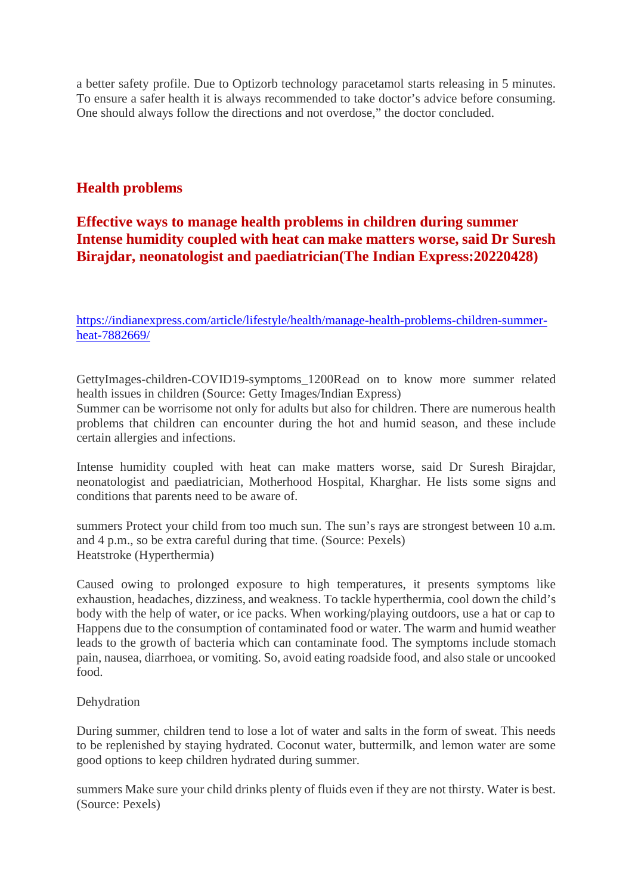a better safety profile. Due to Optizorb technology paracetamol starts releasing in 5 minutes. To ensure a safer health it is always recommended to take doctor's advice before consuming. One should always follow the directions and not overdose," the doctor concluded.

## Health problems

## Effective ways to manage health problems in children during summer Intense humidity coupled with heat can make matters worse, said Dr Suresh Birajdar, neonatologist and paediatrician(The Indian Express:20220428)

https://indianexpress.com/article/lifestyle/health/manage-health-problems-children-summer-heat-7882669/

GettyImages-children-COVID19-symptoms_1200Read on to know more summer related health issues in children (Source: Getty Images/Indian Express)
Summer can be worrisome not only for adults but also for children. There are numerous health problems that children can encounter during the hot and humid season, and these include certain allergies and infections.

Intense humidity coupled with heat can make matters worse, said Dr Suresh Birajdar, neonatologist and paediatrician, Motherhood Hospital, Kharghar. He lists some signs and conditions that parents need to be aware of.

summers Protect your child from too much sun. The sun's rays are strongest between 10 a.m. and 4 p.m., so be extra careful during that time. (Source: Pexels)
Heatstroke (Hyperthermia)

Caused owing to prolonged exposure to high temperatures, it presents symptoms like exhaustion, headaches, dizziness, and weakness. To tackle hyperthermia, cool down the child's body with the help of water, or ice packs. When working/playing outdoors, use a hat or cap to Happens due to the consumption of contaminated food or water. The warm and humid weather leads to the growth of bacteria which can contaminate food. The symptoms include stomach pain, nausea, diarrhoea, or vomiting. So, avoid eating roadside food, and also stale or uncooked food.

Dehydration

During summer, children tend to lose a lot of water and salts in the form of sweat. This needs to be replenished by staying hydrated. Coconut water, buttermilk, and lemon water are some good options to keep children hydrated during summer.

summers Make sure your child drinks plenty of fluids even if they are not thirsty. Water is best. (Source: Pexels)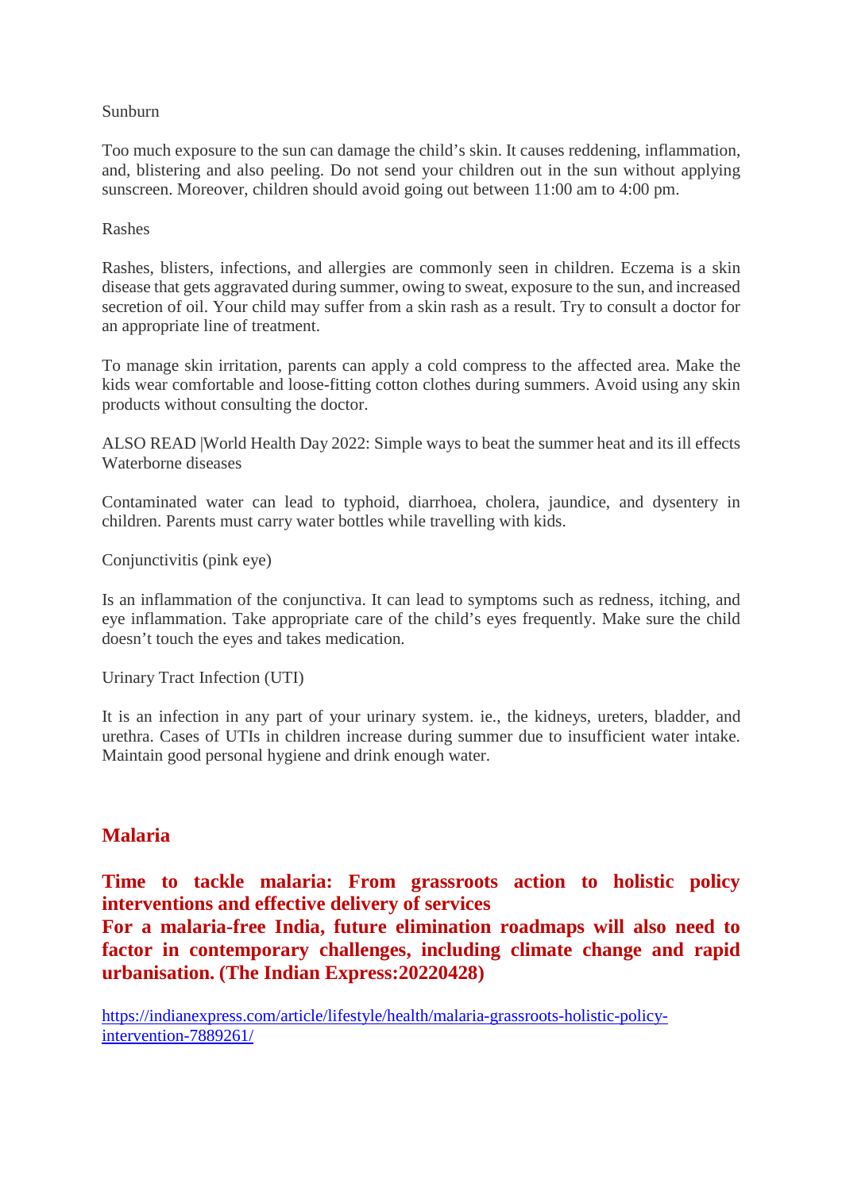Sunburn

Too much exposure to the sun can damage the child's skin. It causes reddening, inflammation, and, blistering and also peeling. Do not send your children out in the sun without applying sunscreen. Moreover, children should avoid going out between 11:00 am to 4:00 pm.

Rashes

Rashes, blisters, infections, and allergies are commonly seen in children. Eczema is a skin disease that gets aggravated during summer, owing to sweat, exposure to the sun, and increased secretion of oil. Your child may suffer from a skin rash as a result. Try to consult a doctor for an appropriate line of treatment.

To manage skin irritation, parents can apply a cold compress to the affected area. Make the kids wear comfortable and loose-fitting cotton clothes during summers. Avoid using any skin products without consulting the doctor.

ALSO READ |World Health Day 2022: Simple ways to beat the summer heat and its ill effects
Waterborne diseases

Contaminated water can lead to typhoid, diarrhoea, cholera, jaundice, and dysentery in children. Parents must carry water bottles while travelling with kids.

Conjunctivitis (pink eye)

Is an inflammation of the conjunctiva. It can lead to symptoms such as redness, itching, and eye inflammation. Take appropriate care of the child's eyes frequently. Make sure the child doesn't touch the eyes and takes medication.

Urinary Tract Infection (UTI)

It is an infection in any part of your urinary system. ie., the kidneys, ureters, bladder, and urethra. Cases of UTIs in children increase during summer due to insufficient water intake. Maintain good personal hygiene and drink enough water.

## Malaria

**Time to tackle malaria: From grassroots action to holistic policy interventions and effective delivery of services**
**For a malaria-free India, future elimination roadmaps will also need to factor in contemporary challenges, including climate change and rapid urbanisation. (The Indian Express:20220428)**

https://indianexpress.com/article/lifestyle/health/malaria-grassroots-holistic-policy-intervention-7889261/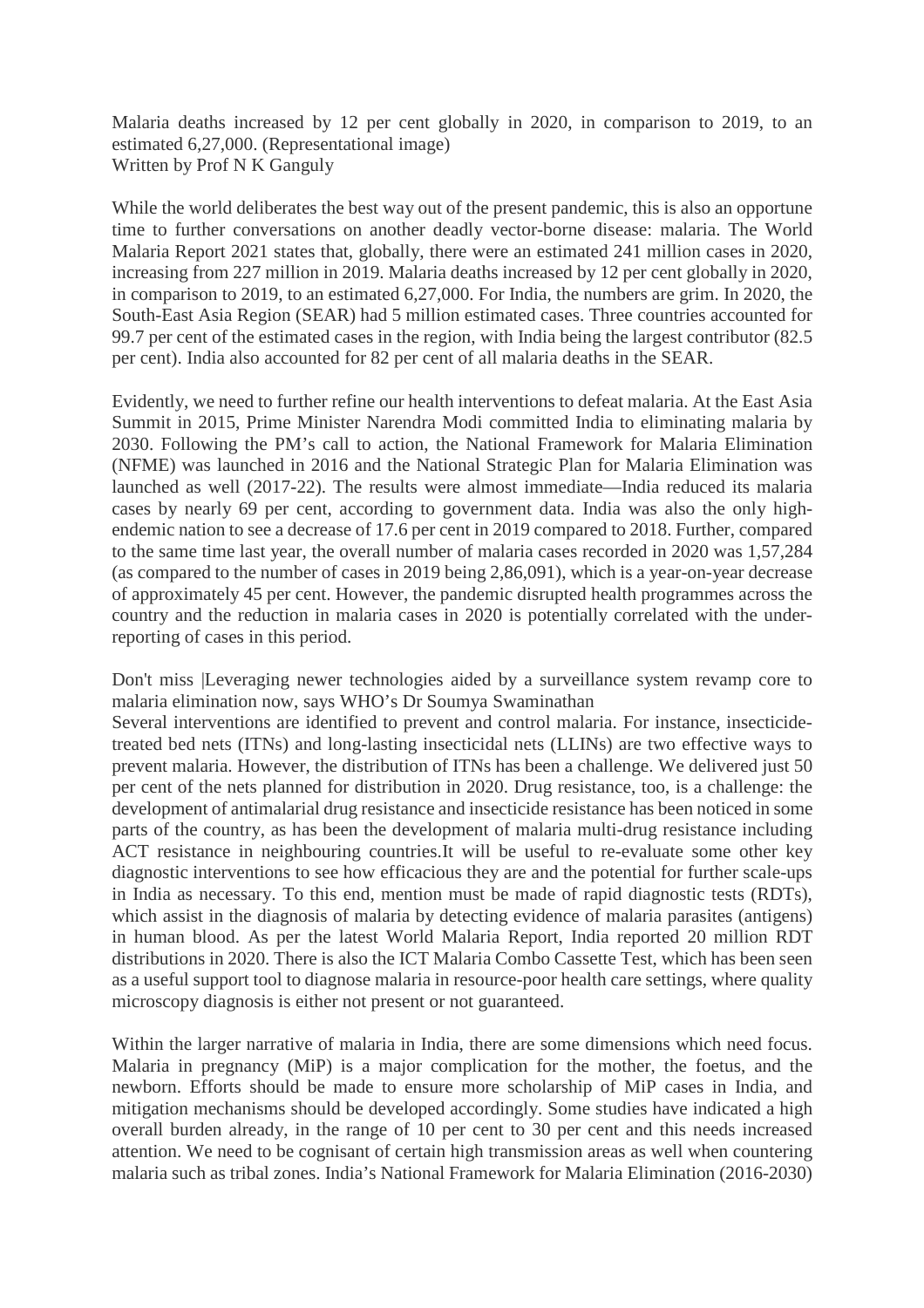Malaria deaths increased by 12 per cent globally in 2020, in comparison to 2019, to an estimated 6,27,000. (Representational image)
Written by Prof N K Ganguly

While the world deliberates the best way out of the present pandemic, this is also an opportune time to further conversations on another deadly vector-borne disease: malaria. The World Malaria Report 2021 states that, globally, there were an estimated 241 million cases in 2020, increasing from 227 million in 2019. Malaria deaths increased by 12 per cent globally in 2020, in comparison to 2019, to an estimated 6,27,000. For India, the numbers are grim. In 2020, the South-East Asia Region (SEAR) had 5 million estimated cases. Three countries accounted for 99.7 per cent of the estimated cases in the region, with India being the largest contributor (82.5 per cent). India also accounted for 82 per cent of all malaria deaths in the SEAR.

Evidently, we need to further refine our health interventions to defeat malaria. At the East Asia Summit in 2015, Prime Minister Narendra Modi committed India to eliminating malaria by 2030. Following the PM's call to action, the National Framework for Malaria Elimination (NFME) was launched in 2016 and the National Strategic Plan for Malaria Elimination was launched as well (2017-22). The results were almost immediate—India reduced its malaria cases by nearly 69 per cent, according to government data. India was also the only high-endemic nation to see a decrease of 17.6 per cent in 2019 compared to 2018. Further, compared to the same time last year, the overall number of malaria cases recorded in 2020 was 1,57,284 (as compared to the number of cases in 2019 being 2,86,091), which is a year-on-year decrease of approximately 45 per cent. However, the pandemic disrupted health programmes across the country and the reduction in malaria cases in 2020 is potentially correlated with the under-reporting of cases in this period.

Don't miss |Leveraging newer technologies aided by a surveillance system revamp core to malaria elimination now, says WHO's Dr Soumya Swaminathan
Several interventions are identified to prevent and control malaria. For instance, insecticide-treated bed nets (ITNs) and long-lasting insecticidal nets (LLINs) are two effective ways to prevent malaria. However, the distribution of ITNs has been a challenge. We delivered just 50 per cent of the nets planned for distribution in 2020. Drug resistance, too, is a challenge: the development of antimalarial drug resistance and insecticide resistance has been noticed in some parts of the country, as has been the development of malaria multi-drug resistance including ACT resistance in neighbouring countries.It will be useful to re-evaluate some other key diagnostic interventions to see how efficacious they are and the potential for further scale-ups in India as necessary. To this end, mention must be made of rapid diagnostic tests (RDTs), which assist in the diagnosis of malaria by detecting evidence of malaria parasites (antigens) in human blood. As per the latest World Malaria Report, India reported 20 million RDT distributions in 2020. There is also the ICT Malaria Combo Cassette Test, which has been seen as a useful support tool to diagnose malaria in resource-poor health care settings, where quality microscopy diagnosis is either not present or not guaranteed.

Within the larger narrative of malaria in India, there are some dimensions which need focus. Malaria in pregnancy (MiP) is a major complication for the mother, the foetus, and the newborn. Efforts should be made to ensure more scholarship of MiP cases in India, and mitigation mechanisms should be developed accordingly. Some studies have indicated a high overall burden already, in the range of 10 per cent to 30 per cent and this needs increased attention. We need to be cognisant of certain high transmission areas as well when countering malaria such as tribal zones. India's National Framework for Malaria Elimination (2016-2030)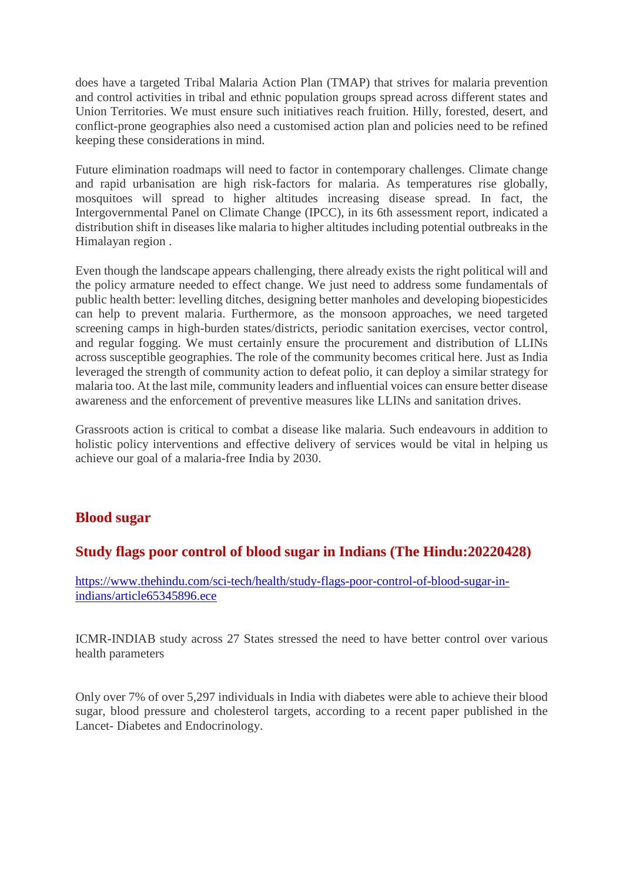does have a targeted Tribal Malaria Action Plan (TMAP) that strives for malaria prevention and control activities in tribal and ethnic population groups spread across different states and Union Territories. We must ensure such initiatives reach fruition. Hilly, forested, desert, and conflict-prone geographies also need a customised action plan and policies need to be refined keeping these considerations in mind.

Future elimination roadmaps will need to factor in contemporary challenges. Climate change and rapid urbanisation are high risk-factors for malaria. As temperatures rise globally, mosquitoes will spread to higher altitudes increasing disease spread. In fact, the Intergovernmental Panel on Climate Change (IPCC), in its 6th assessment report, indicated a distribution shift in diseases like malaria to higher altitudes including potential outbreaks in the Himalayan region .

Even though the landscape appears challenging, there already exists the right political will and the policy armature needed to effect change. We just need to address some fundamentals of public health better: levelling ditches, designing better manholes and developing biopesticides can help to prevent malaria. Furthermore, as the monsoon approaches, we need targeted screening camps in high-burden states/districts, periodic sanitation exercises, vector control, and regular fogging. We must certainly ensure the procurement and distribution of LLINs across susceptible geographies. The role of the community becomes critical here. Just as India leveraged the strength of community action to defeat polio, it can deploy a similar strategy for malaria too. At the last mile, community leaders and influential voices can ensure better disease awareness and the enforcement of preventive measures like LLINs and sanitation drives.

Grassroots action is critical to combat a disease like malaria. Such endeavours in addition to holistic policy interventions and effective delivery of services would be vital in helping us achieve our goal of a malaria-free India by 2030.

## Blood sugar

## Study flags poor control of blood sugar in Indians (The Hindu:20220428)

[https://www.thehindu.com/sci-tech/health/study-flags-poor-control-of-blood-sugar-in-indians/article65345896.ece](https://www.thehindu.com/sci-tech/health/study-flags-poor-control-of-blood-sugar-in-indians/article65345896.ece)

ICMR-INDIAB study across 27 States stressed the need to have better control over various health parameters

Only over 7% of over 5,297 individuals in India with diabetes were able to achieve their blood sugar, blood pressure and cholesterol targets, according to a recent paper published in the Lancet- Diabetes and Endocrinology.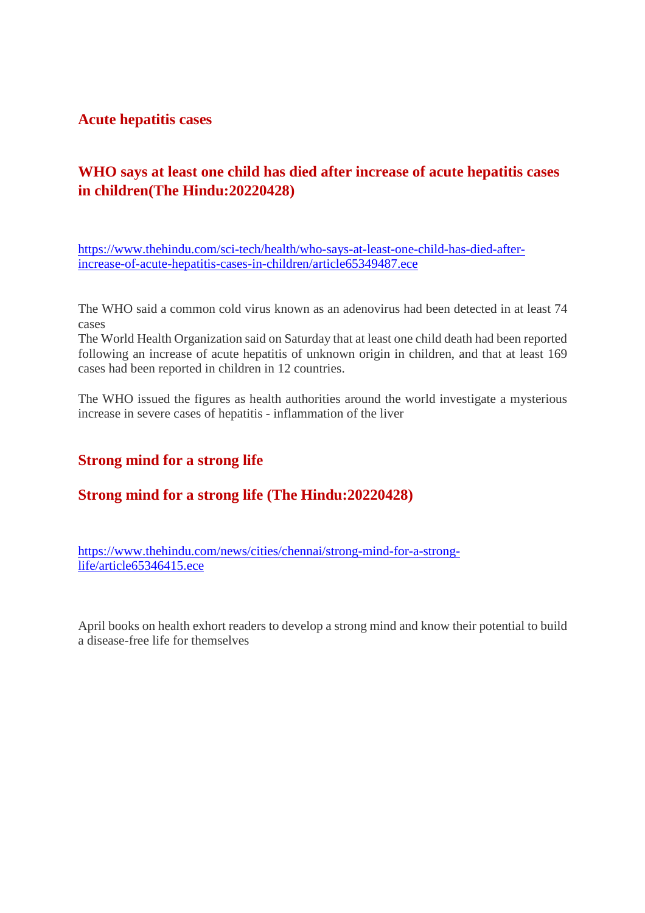## Acute hepatitis cases

## WHO says at least one child has died after increase of acute hepatitis cases in children(The Hindu:20220428)

https://www.thehindu.com/sci-tech/health/who-says-at-least-one-child-has-died-after-increase-of-acute-hepatitis-cases-in-children/article65349487.ece

The WHO said a common cold virus known as an adenovirus had been detected in at least 74 cases

The World Health Organization said on Saturday that at least one child death had been reported following an increase of acute hepatitis of unknown origin in children, and that at least 169 cases had been reported in children in 12 countries.

The WHO issued the figures as health authorities around the world investigate a mysterious increase in severe cases of hepatitis - inflammation of the liver

## Strong mind for a strong life

## Strong mind for a strong life (The Hindu:20220428)

https://www.thehindu.com/news/cities/chennai/strong-mind-for-a-strong-life/article65346415.ece

April books on health exhort readers to develop a strong mind and know their potential to build a disease-free life for themselves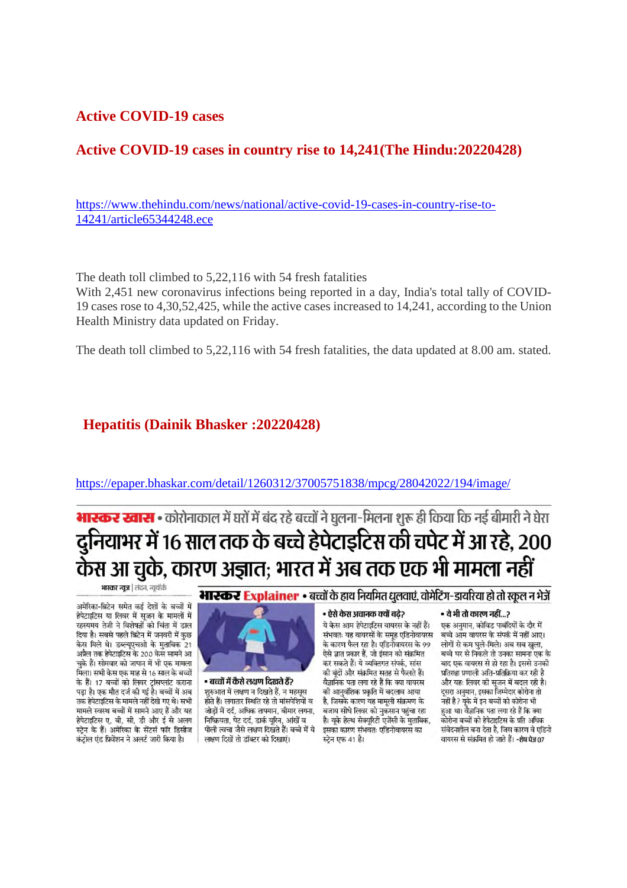## Active COVID-19 cases

## Active COVID-19 cases in country rise to 14,241(The Hindu:20220428)

https://www.thehindu.com/news/national/active-covid-19-cases-in-country-rise-to-14241/article65344248.ece

The death toll climbed to 5,22,116 with 54 fresh fatalities

With 2,451 new coronavirus infections being reported in a day, India's total tally of COVID-19 cases rose to 4,30,52,425, while the active cases increased to 14,241, according to the Union Health Ministry data updated on Friday.

The death toll climbed to 5,22,116 with 54 fresh fatalities, the data updated at 8.00 am. stated.

## Hepatitis (Dainik Bhasker :20220428)

https://epaper.bhaskar.com/detail/1260312/37005751838/mpcg/28042022/194/image/

**भास्कर खास** • कोरोनाकाल में घरों में बंद रहे बच्चों ने घुलना-मिलना शुरू ही किया कि नई बीमारी ने घेरा

# दुनियाभर में 16 साल तक के बच्चे हेपेटाइटिस की चपेट में आ रहे, 200 केस आ चुके, कारण अज्ञात; भारत में अब तक एक भी मामला नहीं

भास्कर न्यूज़ | लंदन, न्यूयॉर्क

अमेरिका-ब्रिटेन समेत कई देशों के बच्चों में हेपेटाइटिस या लिवर में सूजन के मामलों में रहस्यमय तेजी ने विशेषज्ञों को चिंता में डाल दिया है। सबसे पहले ब्रिटेन में जनवरी में कुछ केस मिले थे। डब्ल्यूएचओ के मुताबिक 21 अप्रैल तक हेपेटाइटिस के 200 केस सामने आ चुके हैं। सोमवार को जापान में भी एक मामला मिला। सभी केस एक माह से 16 साल के बच्चों के हैं। 17 बच्चों को लिवर ट्रांसप्लांट कराना पड़ा है। एक मौत दर्ज की गई है। बच्चों में अब तक हेपेटाइटिस के मामले नहीं देखे गए थे। सभी मामले स्वस्थ बच्चों में सामने आए हैं और यह हेपेटाइटिस ए, बी, सी, डी और ई से अलग स्ट्रेन के हैं। अमेरिका के सेंटर्स फॉर डिसीज कंट्रोल एंड प्रिवेंशन ने अलर्ट जारी किया है।

**भास्कर Explainer** • बच्चों के हाथ नियमित धुलवाएं, वोमेटिंग-डायरिया हो तो स्कूल न भेजें

**• बच्चों में कैसे लक्षण दिखते हैं?**

शुरुआत में लक्षण न दिखते हैं, न महसूस होते हैं। लगातार स्थिति रहे तो मांसपेशियों व जोड़ों में दर्द, अधिक तापमान, बीमार लगना, निष्क्रियता, पेट दर्द, डार्क यूरिन, आंखें व पीली त्वचा जैसे लक्षण दिखते हैं। बच्चे में ये लक्षण दिखें तो डॉक्टर को दिखाएं।

**• ऐसे केस अचानक क्यों बढ़े?**

ये केस आम हेपेटाइटिस वायरस के नहीं हैं। संभवतः यह वायरसों के समूह एडिनोवायरस के कारण फैल रहा है। एडिनोवायरस के 99 ऐसे ज्ञात प्रकार हैं, जो इंसान को संक्रमित कर सकते हैं। ये व्यक्तिगत संपर्क, सांस की बूंदों और संक्रमित सतह से फैलते हैं। वैज्ञानिक पता लगा रहे हैं कि क्या वायरस की आनुवंशिक प्रकृति में बदलाव आया है, जिसके कारण यह मामूली संक्रमण के बजाय सीधे लिवर को नुकसान पहुंचा रहा है। यूके हेल्थ सेक्यूरिटी एजेंसी के मुताबिक, इसका कारण संभवतः एडिनोवायरस का स्ट्रेन एफ 41 है।

**• ये भी तो कारण नहीं...?**

एक अनुमान, कोविड पाबंदियों के दौर में बच्चे आम वायरस के संपर्क में नहीं आए। लोगों से कम घुले-मिले। अब सब खुला, बच्चे घर से निकले तो उनका सामना एक के बाद एक वायरस से हो रहा है। इससे उनकी प्रतिरक्षा प्रणाली अति-प्रतिक्रिया कर रही है और यहः लिवर की सूजन में बदल रही है। दूसरा अनुमान, इसका जिम्मेदार कोरोना तो नहीं है? यूके में इन बच्चों को कोरोना भी हुआ था। वैज्ञानिक पता लगा रहे हैं कि क्या कोरोना बच्चों को हेपेटाइटिस के प्रति अधिक संवेदनशील बना देता है, जिस कारण वे एडिनो वायरस से संक्रमित हो जाते हैं। -शेष पेज 07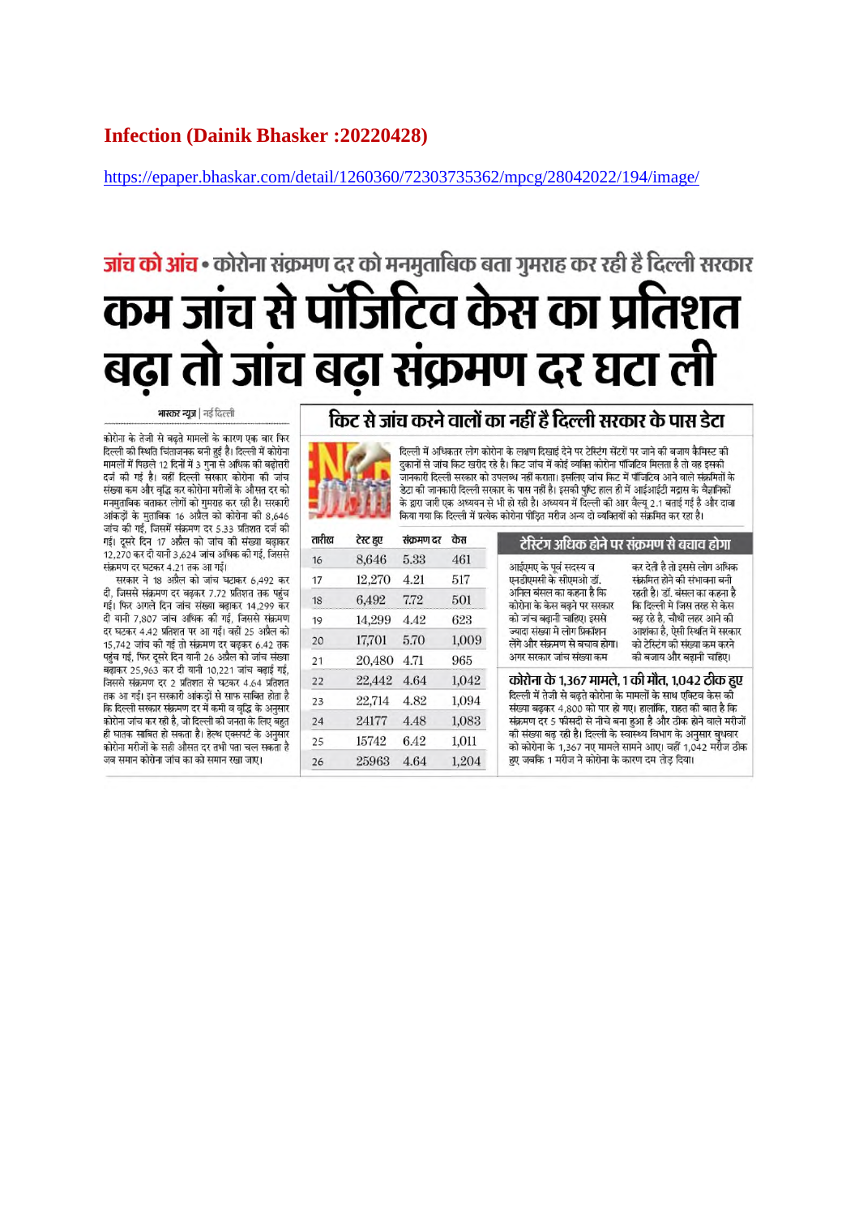**Infection (Dainik Bhasker :20220428)**

https://epaper.bhaskar.com/detail/1260360/72303735362/mpcg/28042022/194/image/

**जांच को आंच** • कोरोना संक्रमण दर को मनमुताबिक बता गुमराह कर रही है दिल्ली सरकार

# कम जांच से पॉजिटिव केस का प्रतिशत बढ़ा तो जांच बढ़ा संक्रमण दर घटा ली

भास्कर न्यूज | नई दिल्ली

कोरोना के तेजी से बढ़ते मामलों के कारण एक बार फिर दिल्ली की स्थिति चिंताजनक बनी हुई है। दिल्ली में कोरोना मामलों में पिछले 12 दिनों में 3 गुना से अधिक की बढ़ोतरी दर्ज की गई है। वहीं दिल्ली सरकार कोरोना की जांच संख्या कम और वृद्धि कर कोरोना मरीजों के औसत दर को मनमुताबिक बताकर लोगों को गुमराह कर रही है। सरकारी आंकड़ों के मुताबिक 16 अप्रैल को कोरोना की 8,646 जांच की गई, जिसमें संक्रमण दर 5.33 प्रतिशत दर्ज की गई। दूसरे दिन 17 अप्रैल को जांच की संख्या बढ़ाकर 12,270 कर दी यानी 3,624 जांच अधिक की गई, जिससे संक्रमण दर घटकर 4.21 तक आ गई।

सरकार ने 18 अप्रैल को जांच घटाकर 6,492 कर दी, जिससे संक्रमण दर बढ़कर 7.72 प्रतिशत तक पहुंच गई। फिर अगले दिन जांच संख्या बढ़ाकर 14,299 कर दी यानी 7,807 जांच अधिक की गई, जिससे संक्रमण दर घटकर 4.42 प्रतिशत पर आ गई। वहीं 25 अप्रैल को 15,742 जांच की गई तो संक्रमण दर बढ़कर 6.42 तक पहुंच गई, फिर दूसरे दिन यानी 26 अप्रैल को जांच संख्या बढ़ाकर 25,963 कर दी यानी 10,221 जांच बढ़ाई गई, जिससे संक्रमण दर 2 प्रतिशत से घटकर 4.64 प्रतिशत तक आ गई। इन सरकारी आंकड़ों से साफ साबित होता है कि दिल्ली सरकार संक्रमण दर में कमी व वृद्धि के अनुसार कोरोना जांच कर रही है, जो दिल्ली की जनता के लिए बहुत ही घातक साबित हो सकता है। हेल्थ एक्सपर्ट के अनुसार कोरोना मरीजों के सही औसत दर तभी पता चल सकता है जब समान कोरोना जांच का को समान रखा जाए।

## किट से जांच करने वालों का नहीं है दिल्ली सरकार के पास डेटा

दिल्ली में अधिकतर लोग कोरोना के लक्षण दिखाई देने पर टेस्टिंग सेंटरों पर जाने की बजाय कैमिस्ट की दुकानों से जांच किट खरीद रहे है। किट जांच में कोई व्यक्ति कोरोना पॉजिटिव मिलता है तो वह इसकी जानकारी दिल्ली सरकार को उपलब्ध नहीं कराता। इसलिए जांच किट में पॉजिटिव आने वाले संक्रमितों के डेटा की जानकारी दिल्ली सरकार के पास नहीं है। इसकी पुष्टि हाल ही में आईआईटी मद्रास के वैज्ञानिकों के द्वारा जारी एक अध्ययन से भी हो रही है। अध्ययन में दिल्ली की आर वैल्यू 2.1 बताई गई है और दावा किया गया कि दिल्ली में प्रत्येक कोरोना पीड़ित मरीज अन्य दो व्यक्तियों को संक्रमित कर रहा है।

| तारीख | टेस्ट हुए | संक्रमण दर | केस |
|---|---|---|---|
| 16 | 8,646 | 5.33 | 461 |
| 17 | 12,270 | 4.21 | 517 |
| 18 | 6,492 | 7.72 | 501 |
| 19 | 14,299 | 4.42 | 623 |
| 20 | 17,701 | 5.70 | 1,009 |
| 21 | 20,480 | 4.71 | 965 |
| 22 | 22,442 | 4.64 | 1,042 |
| 23 | 22,714 | 4.82 | 1,094 |
| 24 | 24177 | 4.48 | 1,083 |
| 25 | 15742 | 6.42 | 1,011 |
| 26 | 25963 | 4.64 | 1,204 |

### टेस्टिंग अधिक होने पर संक्रमण से बचाव होगा

आईएमए के पूर्व सदस्य व एनडीएमसी के सीएमओ डॉ. अनिल बंसल का कहना है कि कोरोना के केस बढ़ने पर सरकार को जांच बढ़ानी चाहिए। इससे ज्यादा संख्या में लोग प्रिकॉशन लेंगे और संक्रमण से बचाव होगा। अगर सरकार जांच संख्या कम कर देती है तो इससे लोग अधिक संक्रमित होने की संभावना बनी रहती है। डॉ. बंसल का कहना है कि दिल्ली में जिस तरह से केस बढ़ रहे है, चौथी लहर आने की आशंका है, ऐसी स्थिति में सरकार को टेस्टिंग की संख्या कम करने की बजाय और बढ़ानी चाहिए।

### कोरोना के 1,367 मामले, 1 की मौत, 1,042 ठीक हुए

दिल्ली में तेजी से बढ़ते कोरोना के मामलों के साथ एक्टिव केस की संख्या बढ़कर 4,800 को पार हो गए। हालांकि, राहत की बात है कि संक्रमण दर 5 फीसदी से नीचे बना हुआ है और ठीक होने वाले मरीजों की संख्या बढ़ रही है। दिल्ली के स्वास्थ्य विभाग के अनुसार बुधवार को कोरोना के 1,367 नए मामले सामने आए। वहीं 1,042 मरीज ठीक हुए जबकि 1 मरीज ने कोरोना के कारण दम तोड़ दिया।